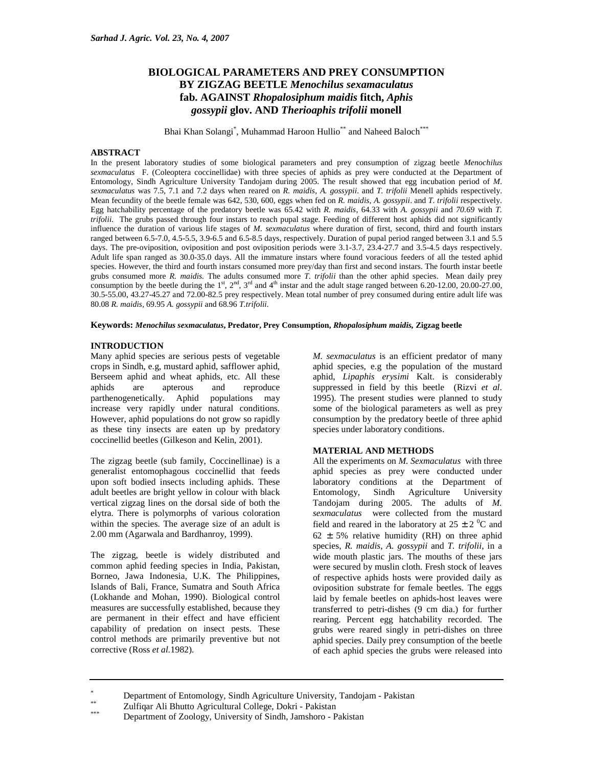# BIOLOGICAL PARAMETERS AND PREY CONSUMPTION BY ZIGZAG BEETLE *Menochilus sexamaculatus* fab. AGAINST *Rhopalosiphum maidis* fitch, *Aphis gossypii* glov. AND *Therioaphis trifolii* monell

Bhai Khan Solangi[*], Muhammad Haroon Hullio[**] and Naheed Baloch[***]

## ABSTRACT

In the present laboratory studies of some biological parameters and prey consumption of zigzag beetle *Menochilus sexmaculatus* F. (Coleoptera coccinellidae) with three species of aphids as prey were conducted at the Department of Entomology, Sindh Agriculture University Tandojam during 2005. The result showed that egg incubation period of *M. sexmaculatus* was 7.5, 7.1 and 7.2 days when reared on *R. maidis*, *A. gossypii*. and *T. trifolii* Menell aphids respectively. Mean fecundity of the beetle female was 642, 530, 600, eggs when fed on *R. maidis*, *A. gossypii*. and *T. trifolii* respectively. Egg hatchability percentage of the predatory beetle was 65.42 with *R. maidis*, 64.33 with *A. gossypii* and *70.69* with *T. trifolii.* The grubs passed through four instars to reach pupal stage. Feeding of different host aphids did not significantly influence the duration of various life stages of *M. sexmaculatus* where duration of first, second, third and fourth instars ranged between 6.5-7.0, 4.5-5.5, 3.9-6.5 and 6.5-8.5 days, respectively. Duration of pupal period ranged between 3.1 and 5.5 days. The pre-oviposition, oviposition and post oviposition periods were 3.1-3.7, 23.4-27.7 and 3.5-4.5 days respectively. Adult life span ranged as 30.0-35.0 days. All the immature instars where found voracious feeders of all the tested aphid species. However, the third and fourth instars consumed more prey/day than first and second instars. The fourth instar beetle grubs consumed more *R. maidis.* The adults consumed more *T. trifolii* than the other aphid species. Mean daily prey consumption by the beetle during the 1[st], 2[nd], 3[rd] and 4[th] instar and the adult stage ranged between 6.20-12.00, 20.00-27.00, 30.5-55.00, 43.27-45.27 and 72.00-82.5 prey respectively. Mean total number of prey consumed during entire adult life was 80.08 *R. maidis*, 69.95 *A. gossypii* and 68.96 *T.trifolii.*

**Keywords:** ***Menochilus sexmaculatus*, Predator, Prey Consumption, *Rhopalosiphum maidis*, Zigzag beetle**

## INTRODUCTION

Many aphid species are serious pests of vegetable crops in Sindh, e.g, mustard aphid, safflower aphid, Berseem aphid and wheat aphids, etc. All these aphids are apterous and reproduce parthenogenetically. Aphid populations may increase very rapidly under natural conditions. However, aphid populations do not grow so rapidly as these tiny insects are eaten up by predatory coccinellid beetles (Gilkeson and Kelin, 2001).

The zigzag beetle (sub family, Coccinellinae) is a generalist entomophagous coccinellid that feeds upon soft bodied insects including aphids. These adult beetles are bright yellow in colour with black vertical zigzag lines on the dorsal side of both the elytra. There is polymorphs of various coloration within the species. The average size of an adult is 2.00 mm (Agarwala and Bardhanroy, 1999).

The zigzag, beetle is widely distributed and common aphid feeding species in India, Pakistan, Borneo, Jawa Indonesia, U.K. The Philippines, Islands of Bali, France, Sumatra and South Africa (Lokhande and Mohan, 1990). Biological control measures are successfully established, because they are permanent in their effect and have efficient capability of predation on insect pests. These control methods are primarily preventive but not corrective (Ross *et al.*1982).

*M. sexmaculatus* is an efficient predator of many aphid species, e.g the population of the mustard aphid, *Lipaphis erysimi* Kalt. is considerably suppressed in field by this beetle (Rizvi *et al*. 1995). The present studies were planned to study some of the biological parameters as well as prey consumption by the predatory beetle of three aphid species under laboratory conditions.

## MATERIAL AND METHODS

All the experiments on *M. Sexmaculatus* with three aphid species as prey were conducted under laboratory conditions at the Department of Entomology, Sindh Agriculture University Tandojam during 2005. The adults of *M. sexmaculatus* were collected from the mustard field and reared in the laboratory at $25 \pm 2\ ^0$C and $62 \pm 5\%$ relative humidity (RH) on three aphid species, *R. maidis*, *A. gossypii* and *T. trifolii*, in a wide mouth plastic jars. The mouths of these jars were secured by muslin cloth. Fresh stock of leaves of respective aphids hosts were provided daily as oviposition substrate for female beetles. The eggs laid by female beetles on aphids-host leaves were transferred to petri-dishes (9 cm dia.) for further rearing. Percent egg hatchability recorded. The grubs were reared singly in petri-dishes on three aphid species. Daily prey consumption of the beetle of each aphid species the grubs were released into

---

[*] Department of Entomology, Sindh Agriculture University, Tandojam - Pakistan

[**] Zulfiqar Ali Bhutto Agricultural College, Dokri - Pakistan

[***] Department of Zoology, University of Sindh, Jamshoro - Pakistan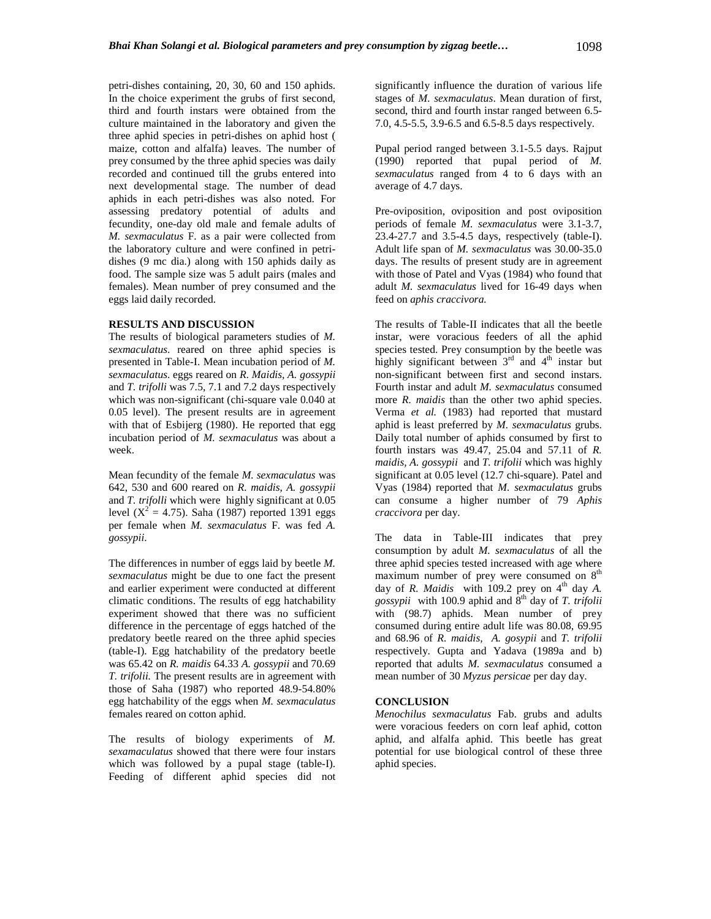petri-dishes containing, 20, 30, 60 and 150 aphids. In the choice experiment the grubs of first second, third and fourth instars were obtained from the culture maintained in the laboratory and given the three aphid species in petri-dishes on aphid host ( maize, cotton and alfalfa) leaves. The number of prey consumed by the three aphid species was daily recorded and continued till the grubs entered into next developmental stage. The number of dead aphids in each petri-dishes was also noted. For assessing predatory potential of adults and fecundity, one-day old male and female adults of *M. sexmaculatus* F. as a pair were collected from the laboratory culture and were confined in petri-dishes (9 mc dia.) along with 150 aphids daily as food. The sample size was 5 adult pairs (males and females). Mean number of prey consumed and the eggs laid daily recorded.

**RESULTS AND DISCUSSION**

The results of biological parameters studies of *M. sexmaculatus*. reared on three aphid species is presented in Table-I. Mean incubation period of *M. sexmaculatus*. eggs reared on *R. Maidis*, *A. gossypii* and *T. trifolli* was 7.5, 7.1 and 7.2 days respectively which was non-significant (chi-square vale 0.040 at 0.05 level). The present results are in agreement with that of Esbijerg (1980). He reported that egg incubation period of *M. sexmaculatus* was about a week.

Mean fecundity of the female *M. sexmaculatus* was 642, 530 and 600 reared on *R. maidis, A. gossypii* and *T. trifolli* which were highly significant at 0.05 level ($X^2$ = 4.75). Saha (1987) reported 1391 eggs per female when *M. sexmaculatus* F. was fed *A. gossypii*.

The differences in number of eggs laid by beetle *M. sexmaculatus* might be due to one fact the present and earlier experiment were conducted at different climatic conditions. The results of egg hatchability experiment showed that there was no sufficient difference in the percentage of eggs hatched of the predatory beetle reared on the three aphid species (table-I). Egg hatchability of the predatory beetle was 65.42 on *R. maidis* 64.33 *A. gossypii* and 70.69 *T. trifolii.* The present results are in agreement with those of Saha (1987) who reported 48.9-54.80% egg hatchability of the eggs when *M. sexmaculatus* females reared on cotton aphid.

The results of biology experiments of *M. sexamaculatus* showed that there were four instars which was followed by a pupal stage (table-I). Feeding of different aphid species did not significantly influence the duration of various life stages of *M. sexmaculatus*. Mean duration of first, second, third and fourth instar ranged between 6.5-7.0, 4.5-5.5, 3.9-6.5 and 6.5-8.5 days respectively.

Pupal period ranged between 3.1-5.5 days. Rajput (1990) reported that pupal period of *M. sexmaculatus* ranged from 4 to 6 days with an average of 4.7 days.

Pre-oviposition, oviposition and post oviposition periods of female *M. sexmaculatus* were 3.1-3.7, 23.4-27.7 and 3.5-4.5 days, respectively (table-I). Adult life span of *M. sexmaculatus* was 30.00-35.0 days. The results of present study are in agreement with those of Patel and Vyas (1984) who found that adult *M. sexmaculatus* lived for 16-49 days when feed on *aphis craccivora.*

The results of Table-II indicates that all the beetle instar, were voracious feeders of all the aphid species tested. Prey consumption by the beetle was highly significant between 3[rd] and 4[th] instar but non-significant between first and second instars. Fourth instar and adult *M. sexmaculatus* consumed more *R. maidis* than the other two aphid species. Verma *et al.* (1983) had reported that mustard aphid is least preferred by *M. sexmaculatus* grubs. Daily total number of aphids consumed by first to fourth instars was 49.47, 25.04 and 57.11 of *R. maidis, A. gossypii* and *T. trifolii* which was highly significant at 0.05 level (12.7 chi-square). Patel and Vyas (1984) reported that *M. sexmaculatus* grubs can consume a higher number of 79 *Aphis craccivora* per day.

The data in Table-III indicates that prey consumption by adult *M. sexmaculatus* of all the three aphid species tested increased with age where maximum number of prey were consumed on 8[th] day of *R. Maidis* with 109.2 prey on 4[th] day *A. gossypii* with 100.9 aphid and 8[th] day of *T. trifolii* with (98.7) aphids. Mean number of prey consumed during entire adult life was 80.08, 69.95 and 68.96 of *R. maidis, A. gosypii* and *T. trifolii* respectively. Gupta and Yadava (1989a and b) reported that adults *M. sexmaculatus* consumed a mean number of 30 *Myzus persicae* per day day.

**CONCLUSION**

*Menochilus sexmaculatus* Fab. grubs and adults were voracious feeders on corn leaf aphid, cotton aphid, and alfalfa aphid. This beetle has great potential for use biological control of these three aphid species.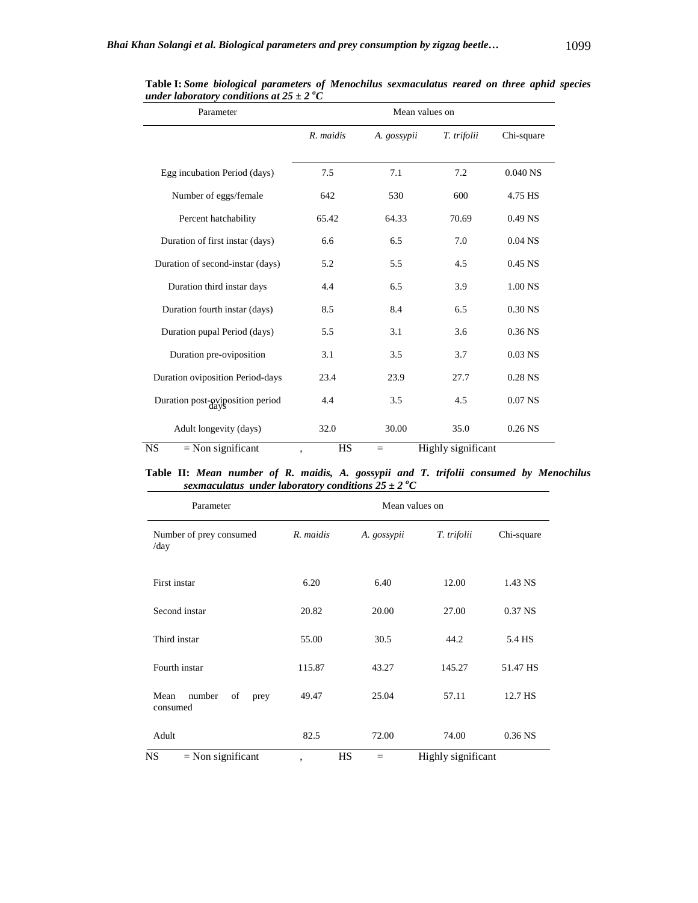**Table I:** ***Some biological parameters of Menochilus sexmaculatus reared on three aphid species under laboratory conditions at 25 ± 2 °C***

| Parameter | Mean values on | | | |
|---|---|---|---|---|
| | *R. maidis* | *A. gossypii* | *T. trifolii* | Chi-square |
| Egg incubation Period (days) | 7.5 | 7.1 | 7.2 | 0.040 NS |
| Number of eggs/female | 642 | 530 | 600 | 4.75 HS |
| Percent hatchability | 65.42 | 64.33 | 70.69 | 0.49 NS |
| Duration of first instar (days) | 6.6 | 6.5 | 7.0 | 0.04 NS |
| Duration of second-instar (days) | 5.2 | 5.5 | 4.5 | 0.45 NS |
| Duration third instar days | 4.4 | 6.5 | 3.9 | 1.00 NS |
| Duration fourth instar (days) | 8.5 | 8.4 | 6.5 | 0.30 NS |
| Duration pupal Period (days) | 5.5 | 3.1 | 3.6 | 0.36 NS |
| Duration pre-oviposition | 3.1 | 3.5 | 3.7 | 0.03 NS |
| Duration oviposition Period-days | 23.4 | 23.9 | 27.7 | 0.28 NS |
| Duration post-oviposition period days | 4.4 | 3.5 | 4.5 | 0.07 NS |
| Adult longevity (days) | 32.0 | 30.00 | 35.0 | 0.26 NS |

NS = Non significant , HS = Highly significant

**Table II:** ***Mean number of R. maidis, A. gossypii and T. trifolii consumed by Menochilus sexmaculatus under laboratory conditions 25 ± 2 °C***

| Parameter | Mean values on | | | |
|---|---|---|---|---|
| Number of prey consumed /day | *R. maidis* | *A. gossypii* | *T. trifolii* | Chi-square |
| First instar | 6.20 | 6.40 | 12.00 | 1.43 NS |
| Second instar | 20.82 | 20.00 | 27.00 | 0.37 NS |
| Third instar | 55.00 | 30.5 | 44.2 | 5.4 HS |
| Fourth instar | 115.87 | 43.27 | 145.27 | 51.47 HS |
| Mean number of prey consumed | 49.47 | 25.04 | 57.11 | 12.7 HS |
| Adult | 82.5 | 72.00 | 74.00 | 0.36 NS |

NS = Non significant , HS = Highly significant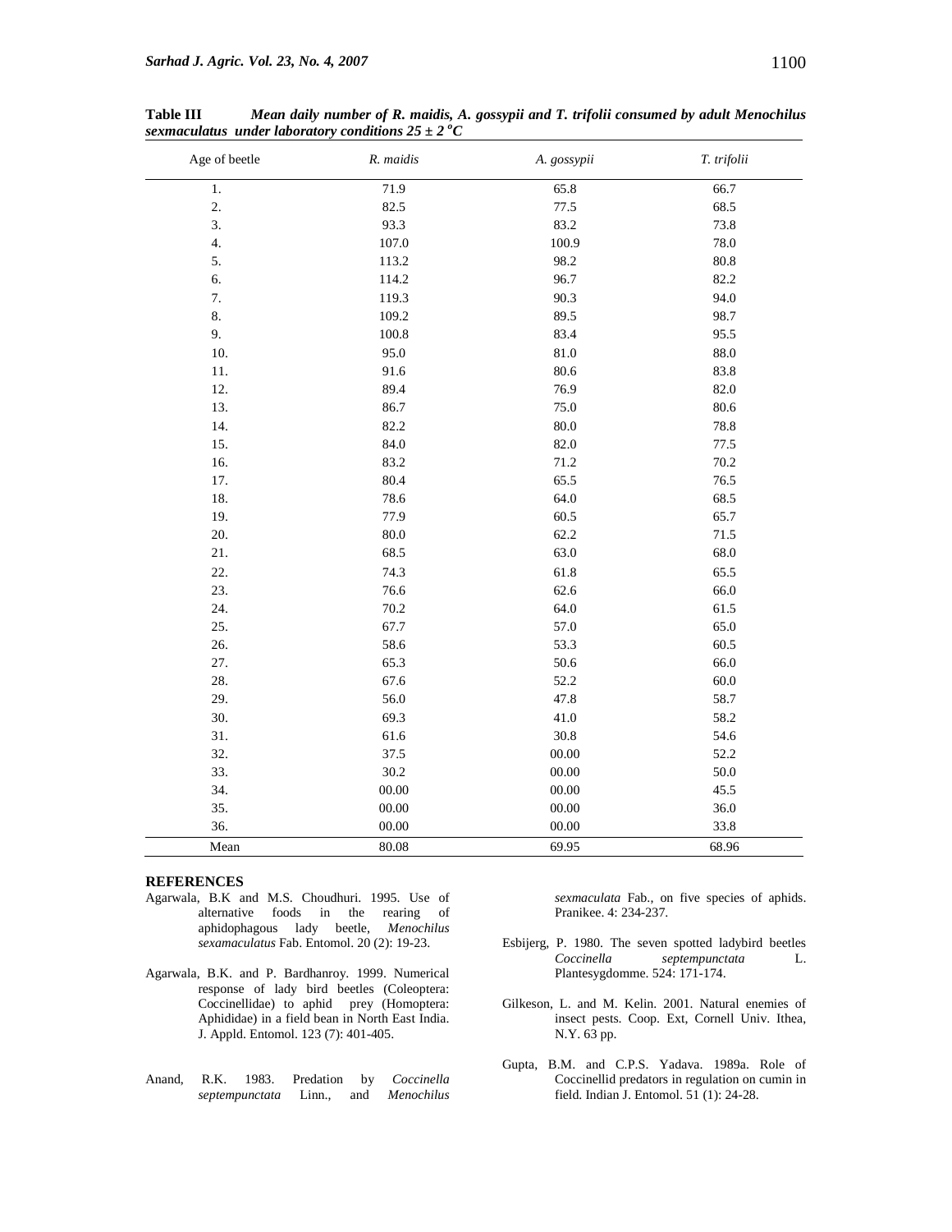**Table III** ***Mean daily number of R. maidis, A. gossypii and T. trifolii consumed by adult Menochilus sexmaculatus under laboratory conditions 25 ± 2 °C***

| Age of beetle | *R. maidis* | *A. gossypii* | *T. trifolii* |
|---|---|---|---|
| 1. | 71.9 | 65.8 | 66.7 |
| 2. | 82.5 | 77.5 | 68.5 |
| 3. | 93.3 | 83.2 | 73.8 |
| 4. | 107.0 | 100.9 | 78.0 |
| 5. | 113.2 | 98.2 | 80.8 |
| 6. | 114.2 | 96.7 | 82.2 |
| 7. | 119.3 | 90.3 | 94.0 |
| 8. | 109.2 | 89.5 | 98.7 |
| 9. | 100.8 | 83.4 | 95.5 |
| 10. | 95.0 | 81.0 | 88.0 |
| 11. | 91.6 | 80.6 | 83.8 |
| 12. | 89.4 | 76.9 | 82.0 |
| 13. | 86.7 | 75.0 | 80.6 |
| 14. | 82.2 | 80.0 | 78.8 |
| 15. | 84.0 | 82.0 | 77.5 |
| 16. | 83.2 | 71.2 | 70.2 |
| 17. | 80.4 | 65.5 | 76.5 |
| 18. | 78.6 | 64.0 | 68.5 |
| 19. | 77.9 | 60.5 | 65.7 |
| 20. | 80.0 | 62.2 | 71.5 |
| 21. | 68.5 | 63.0 | 68.0 |
| 22. | 74.3 | 61.8 | 65.5 |
| 23. | 76.6 | 62.6 | 66.0 |
| 24. | 70.2 | 64.0 | 61.5 |
| 25. | 67.7 | 57.0 | 65.0 |
| 26. | 58.6 | 53.3 | 60.5 |
| 27. | 65.3 | 50.6 | 66.0 |
| 28. | 67.6 | 52.2 | 60.0 |
| 29. | 56.0 | 47.8 | 58.7 |
| 30. | 69.3 | 41.0 | 58.2 |
| 31. | 61.6 | 30.8 | 54.6 |
| 32. | 37.5 | 00.00 | 52.2 |
| 33. | 30.2 | 00.00 | 50.0 |
| 34. | 00.00 | 00.00 | 45.5 |
| 35. | 00.00 | 00.00 | 36.0 |
| 36. | 00.00 | 00.00 | 33.8 |
| Mean | 80.08 | 69.95 | 68.96 |

## REFERENCES

Agarwala, B.K and M.S. Choudhuri. 1995. Use of alternative foods in the rearing of aphidophagous lady beetle, *Menochilus sexamaculatus* Fab. Entomol. 20 (2): 19-23.

Agarwala, B.K. and P. Bardhanroy. 1999. Numerical response of lady bird beetles (Coleoptera: Coccinellidae) to aphid prey (Homoptera: Aphididae) in a field bean in North East India. J. Appld. Entomol. 123 (7): 401-405.

Anand, R.K. 1983. Predation by *Coccinella septempunctata* Linn., and *Menochilus sexmaculata* Fab., on five species of aphids. Pranikee. 4: 234-237.

Esbijerg, P. 1980. The seven spotted ladybird beetles *Coccinella septempunctata* L. Plantesygdomme. 524: 171-174.

Gilkeson, L. and M. Kelin. 2001. Natural enemies of insect pests. Coop. Ext, Cornell Univ. Ithea, N.Y. 63 pp.

Gupta, B.M. and C.P.S. Yadava. 1989a. Role of Coccinellid predators in regulation on cumin in field. Indian J. Entomol. 51 (1): 24-28.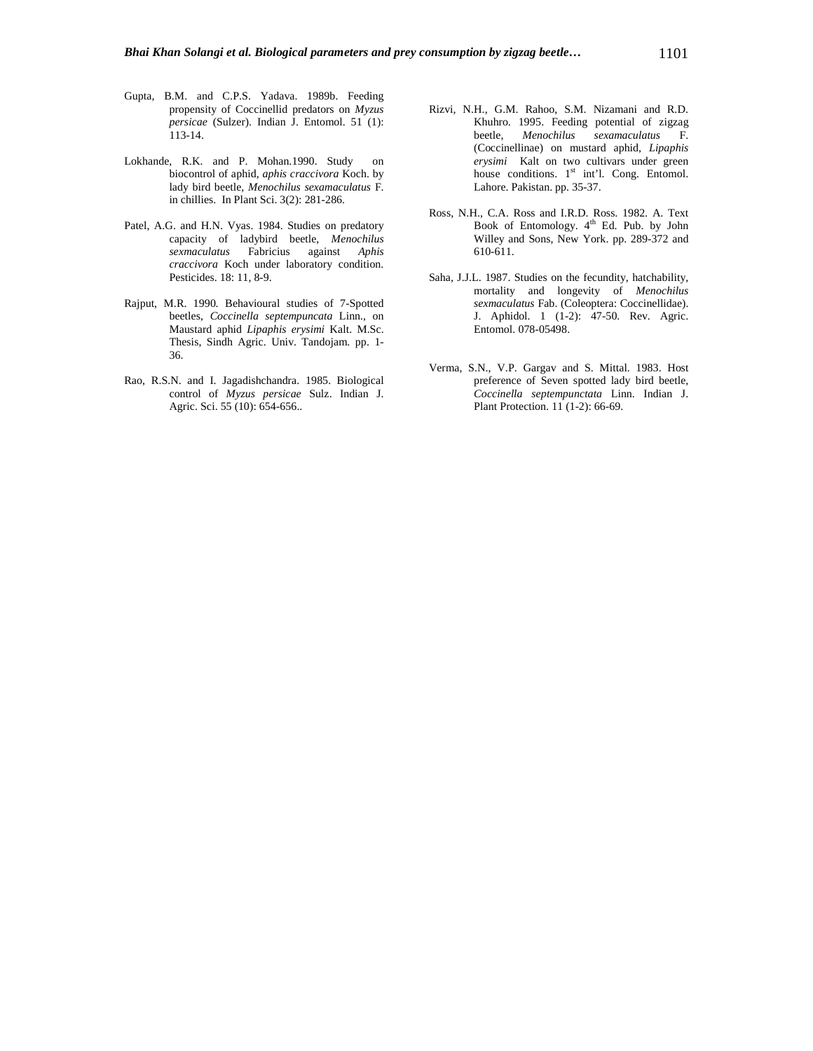Gupta, B.M. and C.P.S. Yadava. 1989b. Feeding propensity of Coccinellid predators on *Myzus persicae* (Sulzer). Indian J. Entomol. 51 (1): 113-14.

Lokhande, R.K. and P. Mohan.1990. Study on biocontrol of aphid, *aphis craccivora* Koch. by lady bird beetle, *Menochilus sexamaculatus* F. in chillies. In Plant Sci. 3(2): 281-286.

Patel, A.G. and H.N. Vyas. 1984. Studies on predatory capacity of ladybird beetle, *Menochilus sexmaculatus* Fabricius against *Aphis craccivora* Koch under laboratory condition. Pesticides. 18: 11, 8-9.

Rajput, M.R. 1990. Behavioural studies of 7-Spotted beetles, *Coccinella septempuncata* Linn., on Maustard aphid *Lipaphis erysimi* Kalt. M.Sc. Thesis, Sindh Agric. Univ. Tandojam. pp. 1-36.

Rao, R.S.N. and I. Jagadishchandra. 1985. Biological control of *Myzus persicae* Sulz. Indian J. Agric. Sci. 55 (10): 654-656..

Rizvi, N.H., G.M. Rahoo, S.M. Nizamani and R.D. Khuhro. 1995. Feeding potential of zigzag beetle, *Menochilus sexamaculatus* F. (Coccinellinae) on mustard aphid, *Lipaphis erysimi* Kalt on two cultivars under green house conditions. 1st int'l. Cong. Entomol. Lahore. Pakistan. pp. 35-37.

Ross, N.H., C.A. Ross and I.R.D. Ross. 1982. A. Text Book of Entomology. 4th Ed. Pub. by John Willey and Sons, New York. pp. 289-372 and 610-611.

Saha, J.J.L. 1987. Studies on the fecundity, hatchability, mortality and longevity of *Menochilus sexmaculatus* Fab. (Coleoptera: Coccinellidae). J. Aphidol. 1 (1-2): 47-50. Rev. Agric. Entomol. 078-05498.

Verma, S.N., V.P. Gargav and S. Mittal. 1983. Host preference of Seven spotted lady bird beetle, *Coccinella septempunctata* Linn. Indian J. Plant Protection. 11 (1-2): 66-69.